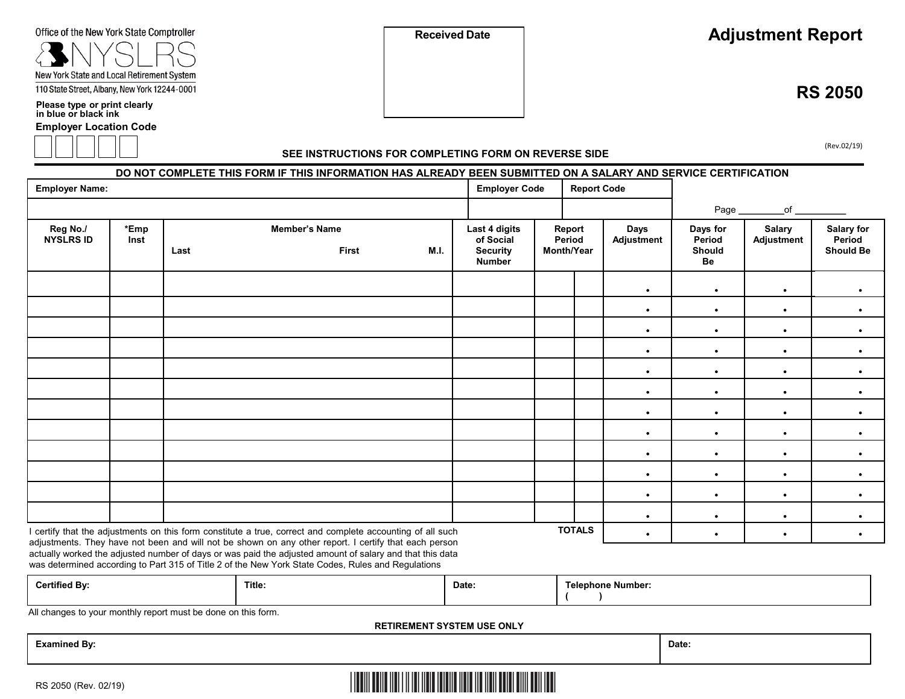Office of the New York State Comptroller

NYSLRS

New York State and Local Retirement System

110 State Street, Albany, New York 12244-0001

Please type or print clearly in blue or black ink

**Employer Location Code**

| | | | | |
|---|---|---|---|---|
| | | | | |

**Received Date**

# Adjustment Report

# RS 2050

(Rev.02/19)

**SEE INSTRUCTIONS FOR COMPLETING FORM ON REVERSE SIDE**

**DO NOT COMPLETE THIS FORM IF THIS INFORMATION HAS ALREADY BEEN SUBMITTED ON A SALARY AND SERVICE CERTIFICATION**

| Employer Name: | Employer Code | Report Code |
|---|---|---|
| | | |

Page _________of __________

| Reg No./ NYSLRS ID | *Emp Inst | Member's Name Last First M.I. | Last 4 digits of Social Security Number | Report Period Month/Year | Days Adjustment | Days for Period Should Be | Salary Adjustment | Salary for Period Should Be |
|---|---|---|---|---|---|---|---|---|
| | | | | | • | • | • | • |
| | | | | | • | • | • | • |
| | | | | | • | • | • | • |
| | | | | | • | • | • | • |
| | | | | | • | • | • | • |
| | | | | | • | • | • | • |
| | | | | | • | • | • | • |
| | | | | | • | • | • | • |
| | | | | | • | • | • | • |
| | | | | | • | • | • | • |
| | | | | | • | • | • | • |
| | | | | | • | • | • | • |
| | | | | **TOTALS** | • | • | • | • |

I certify that the adjustments on this form constitute a true, correct and complete accounting of all such adjustments. They have not been and will not be shown on any other report. I certify that each person actually worked the adjusted number of days or was paid the adjusted amount of salary and that this data was determined according to Part 315 of Title 2 of the New York State Codes, Rules and Regulations

| Certified By: | Title: | Date: | Telephone Number: ( ) |
|---|---|---|---|
| | | | |

All changes to your monthly report must be done on this form.

**RETIREMENT SYSTEM USE ONLY**

| Examined By: | Date: |
|---|---|
| | |

RS 2050 (Rev. 02/19)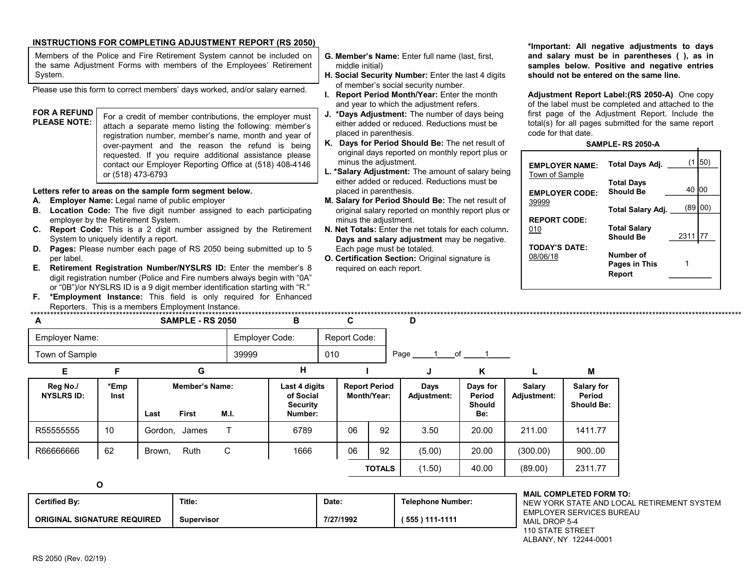## INSTRUCTIONS FOR COMPLETING ADJUSTMENT REPORT (RS 2050)

Members of the Police and Fire Retirement System cannot be included on the same Adjustment Forms with members of the Employees' Retirement System.

Please use this form to correct members' days worked, and/or salary earned.

**FOR A REFUND PLEASE NOTE:** For a credit of member contributions, the employer must attach a separate memo listing the following: member's registration number, member's name, month and year of over-payment and the reason the refund is being requested. If you require additional assistance please contact our Employer Reporting Office at (518) 408-4146 or (518) 473-6793

**Letters refer to areas on the sample form segment below.**

- **A. Employer Name:** Legal name of public employer
- **B. Location Code:** The five digit number assigned to each participating employer by the Retirement System.
- **C. Report Code:** This is a 2 digit number assigned by the Retirement System to uniquely identify a report.
- **D. Pages:** Please number each page of RS 2050 being submitted up to 5 per label.
- **E. Retirement Registration Number/NYSLRS ID:** Enter the member's 8 digit registration number (Police and Fire numbers always begin with "0A" or "0B")/or NYSLRS ID is a 9 digit member identification starting with "R."
- **F. *Employment Instance:** This field is only required for Enhanced Reporters. This is a members Employment Instance.
- **G. Member's Name:** Enter full name (last, first, middle initial)
- **H. Social Security Number:** Enter the last 4 digits of member's social security number.
- **I. Report Period Month/Year:** Enter the month and year to which the adjustment refers.
- **J. *Days Adjustment:** The number of days being either added or reduced. Reductions must be placed in parenthesis.
- **K. Days for Period Should Be:** The net result of original days reported on monthly report plus or minus the adjustment.
- **L. *Salary Adjustment:** The amount of salary being either added or reduced. Reductions must be placed in parenthesis.
- **M. Salary for Period Should Be:** The net result of original salary reported on monthly report plus or minus the adjustment.
- **N. Net Totals:** Enter the net totals for each column. **Days and salary adjustment** may be negative. Each page must be totaled.
- **O. Certification Section:** Original signature is required on each report.

**\*Important: All negative adjustments to days and salary must be in parentheses ( ), as in samples below. Positive and negative entries should not be entered on the same line.**

**Adjustment Report Label:(RS 2050-A)** One copy of the label must be completed and attached to the first page of the Adjustment Report. Include the total(s) for all pages submitted for the same report code for that date.

**SAMPLE- RS 2050-A**

| | | |
|---|---|---|
| **EMPLOYER NAME:** Town of Sample | **Total Days Adj.** | (1 50) |
| **EMPLOYER CODE:** 39999 | **Total Days Should Be** | 40 00 |
| | **Total Salary Adj.** | (89 00) |
| **REPORT CODE:** 010 | **Total Salary Should Be** | 2311 77 |
| **TODAY'S DATE:** 08/06/18 | **Number of Pages in This Report** | 1 |

---

**SAMPLE - RS 2050**

| A | B | C | D |
|---|---|---|---|
| Employer Name: | Employer Code: | Report Code: | |
| Town of Sample | 39999 | 010 | Page 1 of 1 |

| E: Reg No./ NYSLRS ID: | F: *Emp Inst | G: Member's Name: Last | First | M.I. | H: Last 4 digits of Social Security Number: | I: Report Period Month/Year: | | J: Days Adjustment: | K: Days for Period Should Be: | L: Salary Adjustment: | M: Salary for Period Should Be: |
|---|---|---|---|---|---|---|---|---|---|---|---|
| R55555555 | 10 | Gordon, | James | T | 6789 | 06 | 92 | 3.50 | 20.00 | 211.00 | 1411.77 |
| R66666666 | 62 | Brown, | Ruth | C | 1666 | 06 | 92 | (5.00) | 20.00 | (300.00) | 900..00 |
| | | | | | | | **TOTALS** | (1.50) | 40.00 | (89.00) | 2311.77 |

**O**

| Certified By: | Title: | Date: | Telephone Number: |
|---|---|---|---|
| **ORIGINAL SIGNATURE REQUIRED** | **Supervisor** | **7/27/1992** | **( 555 ) 111-1111** |

**MAIL COMPLETED FORM TO:**
NEW YORK STATE AND LOCAL RETIREMENT SYSTEM
EMPLOYER SERVICES BUREAU
MAIL DROP 5-4
110 STATE STREET
ALBANY, NY 12244-0001

RS 2050 (Rev. 02/19)